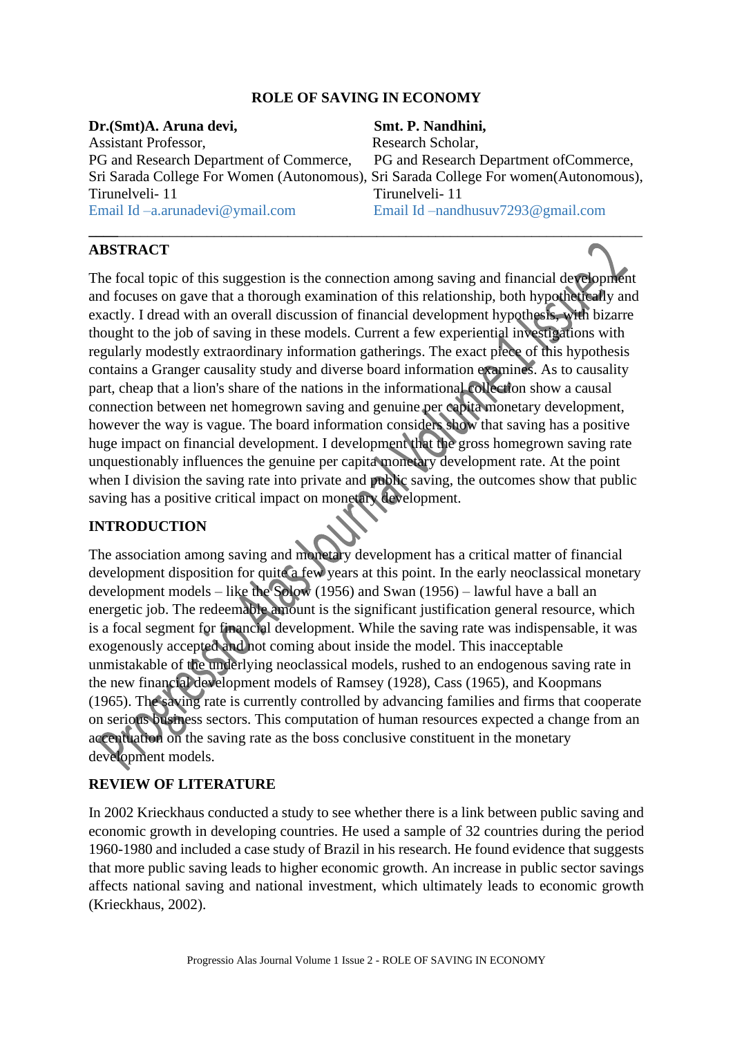# ROLE OF SAVING IN ECONOMY

**Dr.(Smt)A. Aruna devi,**
Assistant Professor,
PG and Research Department of Commerce,
Sri Sarada College For Women (Autonomous),
Tirunelveli- 11
Email Id –a.arunadevi@ymail.com

**Smt. P. Nandhini,**
Research Scholar,
PG and Research Department ofCommerce,
Sri Sarada College For women(Autonomous),
Tirunelveli- 11
Email Id –nandhusuv7293@gmail.com

---

## ABSTRACT

The focal topic of this suggestion is the connection among saving and financial development and focuses on gave that a thorough examination of this relationship, both hypothetically and exactly. I dread with an overall discussion of financial development hypothesis, with bizarre thought to the job of saving in these models. Current a few experiential investigations with regularly modestly extraordinary information gatherings. The exact piece of this hypothesis contains a Granger causality study and diverse board information examines. As to causality part, cheap that a lion's share of the nations in the informational collection show a causal connection between net homegrown saving and genuine per capita monetary development, however the way is vague. The board information considers show that saving has a positive huge impact on financial development. I development that the gross homegrown saving rate unquestionably influences the genuine per capita monetary development rate. At the point when I division the saving rate into private and public saving, the outcomes show that public saving has a positive critical impact on monetary development.

## INTRODUCTION

The association among saving and monetary development has a critical matter of financial development disposition for quite a few years at this point. In the early neoclassical monetary development models – like the Solow (1956) and Swan (1956) – lawful have a ball an energetic job. The redeemable amount is the significant justification general resource, which is a focal segment for financial development. While the saving rate was indispensable, it was exogenously accepted and not coming about inside the model. This inacceptable unmistakable of the underlying neoclassical models, rushed to an endogenous saving rate in the new financial development models of Ramsey (1928), Cass (1965), and Koopmans (1965). The saving rate is currently controlled by advancing families and firms that cooperate on serious business sectors. This computation of human resources expected a change from an accentuation on the saving rate as the boss conclusive constituent in the monetary development models.

## REVIEW OF LITERATURE

In 2002 Krieckhaus conducted a study to see whether there is a link between public saving and economic growth in developing countries. He used a sample of 32 countries during the period 1960-1980 and included a case study of Brazil in his research. He found evidence that suggests that more public saving leads to higher economic growth. An increase in public sector savings affects national saving and national investment, which ultimately leads to economic growth (Krieckhaus, 2002).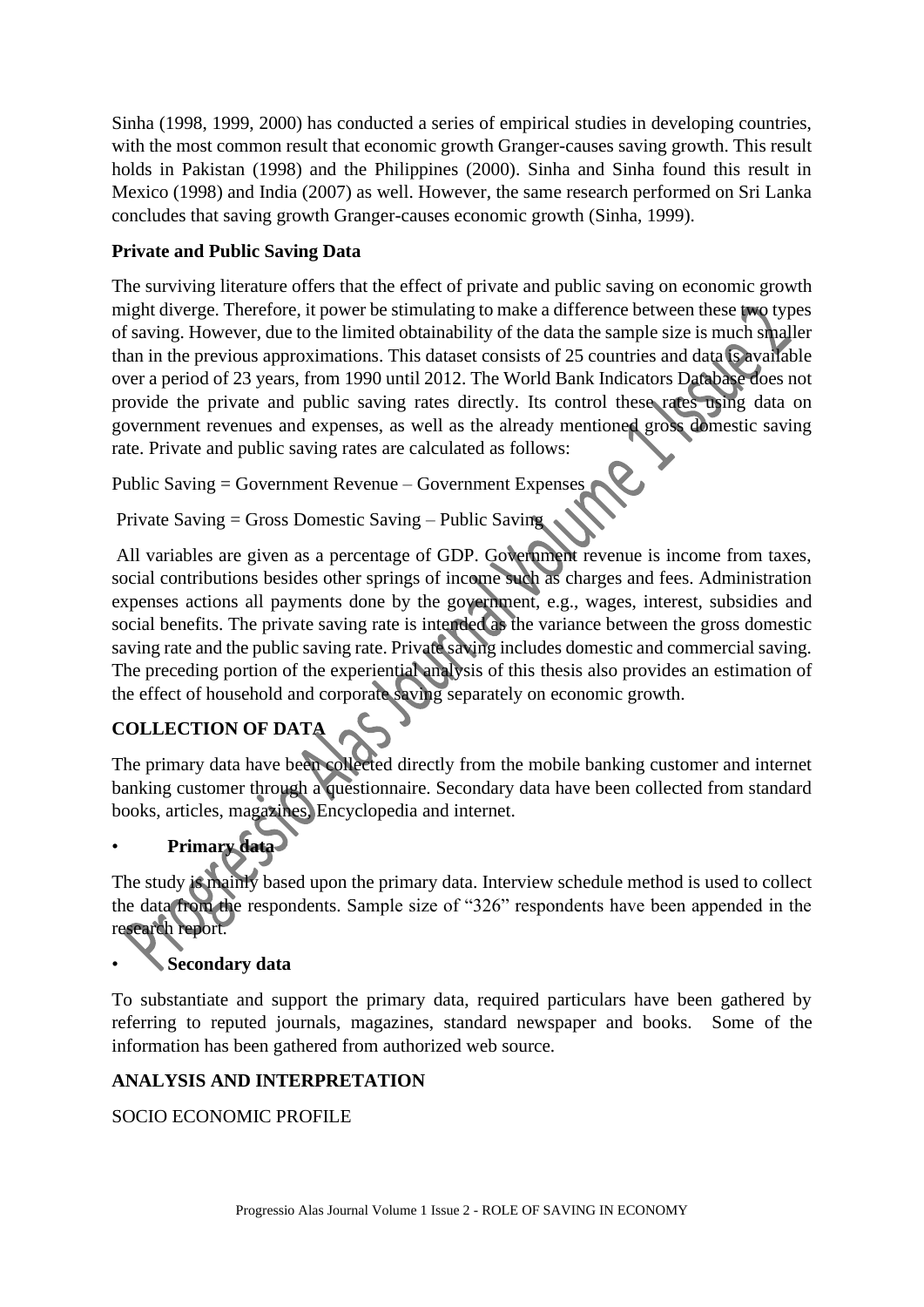Sinha (1998, 1999, 2000) has conducted a series of empirical studies in developing countries, with the most common result that economic growth Granger-causes saving growth. This result holds in Pakistan (1998) and the Philippines (2000). Sinha and Sinha found this result in Mexico (1998) and India (2007) as well. However, the same research performed on Sri Lanka concludes that saving growth Granger-causes economic growth (Sinha, 1999).

**Private and Public Saving Data**

The surviving literature offers that the effect of private and public saving on economic growth might diverge. Therefore, it power be stimulating to make a difference between these two types of saving. However, due to the limited obtainability of the data the sample size is much smaller than in the previous approximations. This dataset consists of 25 countries and data is available over a period of 23 years, from 1990 until 2012. The World Bank Indicators Database does not provide the private and public saving rates directly. Its control these rates using data on government revenues and expenses, as well as the already mentioned gross domestic saving rate. Private and public saving rates are calculated as follows:

Public Saving = Government Revenue – Government Expenses

Private Saving = Gross Domestic Saving – Public Saving

All variables are given as a percentage of GDP. Government revenue is income from taxes, social contributions besides other springs of income such as charges and fees. Administration expenses actions all payments done by the government, e.g., wages, interest, subsidies and social benefits. The private saving rate is intended as the variance between the gross domestic saving rate and the public saving rate. Private saving includes domestic and commercial saving. The preceding portion of the experiential analysis of this thesis also provides an estimation of the effect of household and corporate saving separately on economic growth.

**COLLECTION OF DATA**

The primary data have been collected directly from the mobile banking customer and internet banking customer through a questionnaire. Secondary data have been collected from standard books, articles, magazines, Encyclopedia and internet.

- **Primary data**

The study is mainly based upon the primary data. Interview schedule method is used to collect the data from the respondents. Sample size of "326" respondents have been appended in the research report.

- **Secondary data**

To substantiate and support the primary data, required particulars have been gathered by referring to reputed journals, magazines, standard newspaper and books. Some of the information has been gathered from authorized web source.

**ANALYSIS AND INTERPRETATION**

SOCIO ECONOMIC PROFILE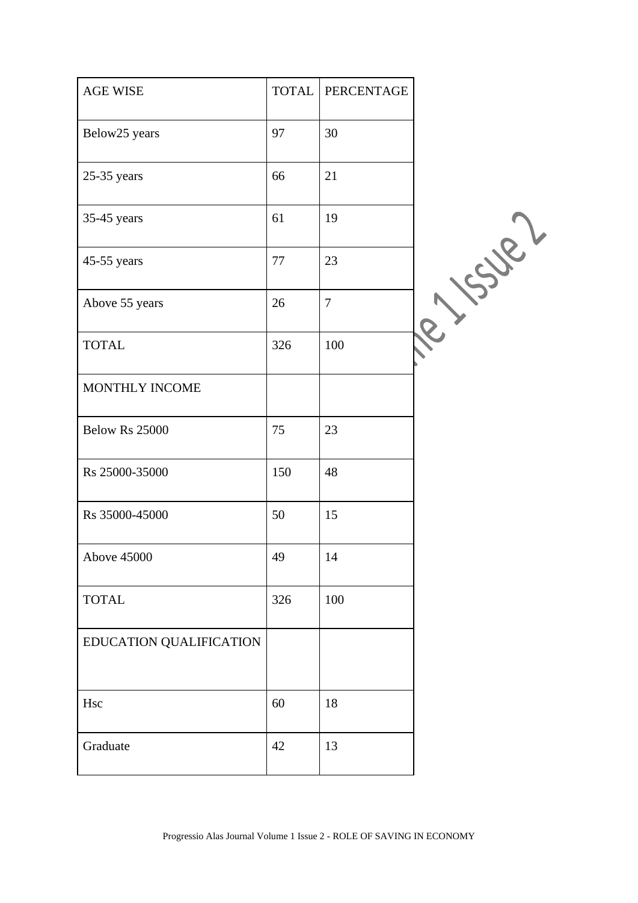| AGE WISE | TOTAL | PERCENTAGE |
|---|---|---|
| Below25 years | 97 | 30 |
| 25-35 years | 66 | 21 |
| 35-45 years | 61 | 19 |
| 45-55 years | 77 | 23 |
| Above 55 years | 26 | 7 |
| TOTAL | 326 | 100 |
| MONTHLY INCOME | | |
| Below Rs 25000 | 75 | 23 |
| Rs 25000-35000 | 150 | 48 |
| Rs 35000-45000 | 50 | 15 |
| Above 45000 | 49 | 14 |
| TOTAL | 326 | 100 |
| EDUCATION QUALIFICATION | | |
| Hsc | 60 | 18 |
| Graduate | 42 | 13 |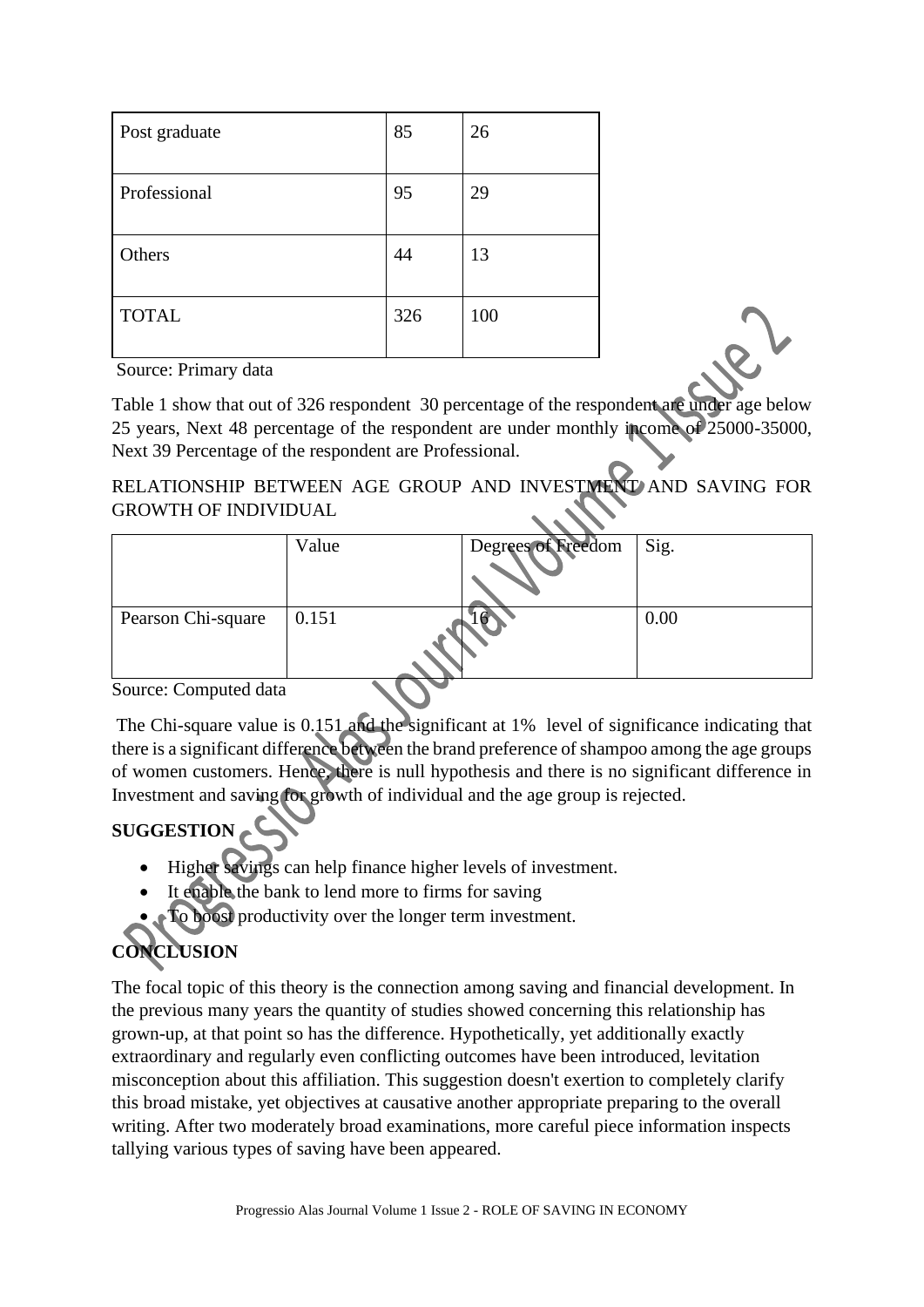| Post graduate | 85 | 26 |
|---|---|---|
| Professional | 95 | 29 |
| Others | 44 | 13 |
| TOTAL | 326 | 100 |

Source: Primary data

Table 1 show that out of 326 respondent 30 percentage of the respondent are under age below 25 years, Next 48 percentage of the respondent are under monthly income of 25000-35000, Next 39 Percentage of the respondent are Professional.

RELATIONSHIP BETWEEN AGE GROUP AND INVESTMENT AND SAVING FOR GROWTH OF INDIVIDUAL

| | Value | Degrees of Freedom | Sig. |
|---|---|---|---|
| Pearson Chi-square | 0.151 | 16 | 0.00 |

Source: Computed data

The Chi-square value is 0.151 and the significant at 1% level of significance indicating that there is a significant difference between the brand preference of shampoo among the age groups of women customers. Hence, there is null hypothesis and there is no significant difference in Investment and saving for growth of individual and the age group is rejected.

**SUGGESTION**

- Higher savings can help finance higher levels of investment.
- It enable the bank to lend more to firms for saving
- To boost productivity over the longer term investment.

**CONCLUSION**

The focal topic of this theory is the connection among saving and financial development. In the previous many years the quantity of studies showed concerning this relationship has grown-up, at that point so has the difference. Hypothetically, yet additionally exactly extraordinary and regularly even conflicting outcomes have been introduced, levitation misconception about this affiliation. This suggestion doesn't exertion to completely clarify this broad mistake, yet objectives at causative another appropriate preparing to the overall writing. After two moderately broad examinations, more careful piece information inspects tallying various types of saving have been appeared.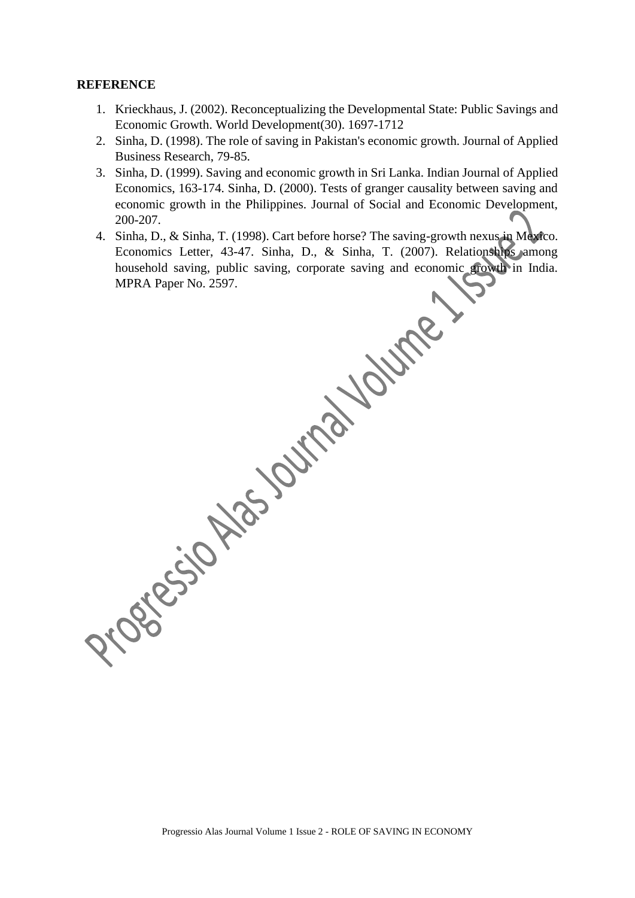**REFERENCE**

1. Krieckhaus, J. (2002). Reconceptualizing the Developmental State: Public Savings and Economic Growth. World Development(30). 1697-1712
2. Sinha, D. (1998). The role of saving in Pakistan's economic growth. Journal of Applied Business Research, 79-85.
3. Sinha, D. (1999). Saving and economic growth in Sri Lanka. Indian Journal of Applied Economics, 163-174. Sinha, D. (2000). Tests of granger causality between saving and economic growth in the Philippines. Journal of Social and Economic Development, 200-207.
4. Sinha, D., & Sinha, T. (1998). Cart before horse? The saving-growth nexus in Mexico. Economics Letter, 43-47. Sinha, D., & Sinha, T. (2007). Relationships among household saving, public saving, corporate saving and economic growth in India. MPRA Paper No. 2597.